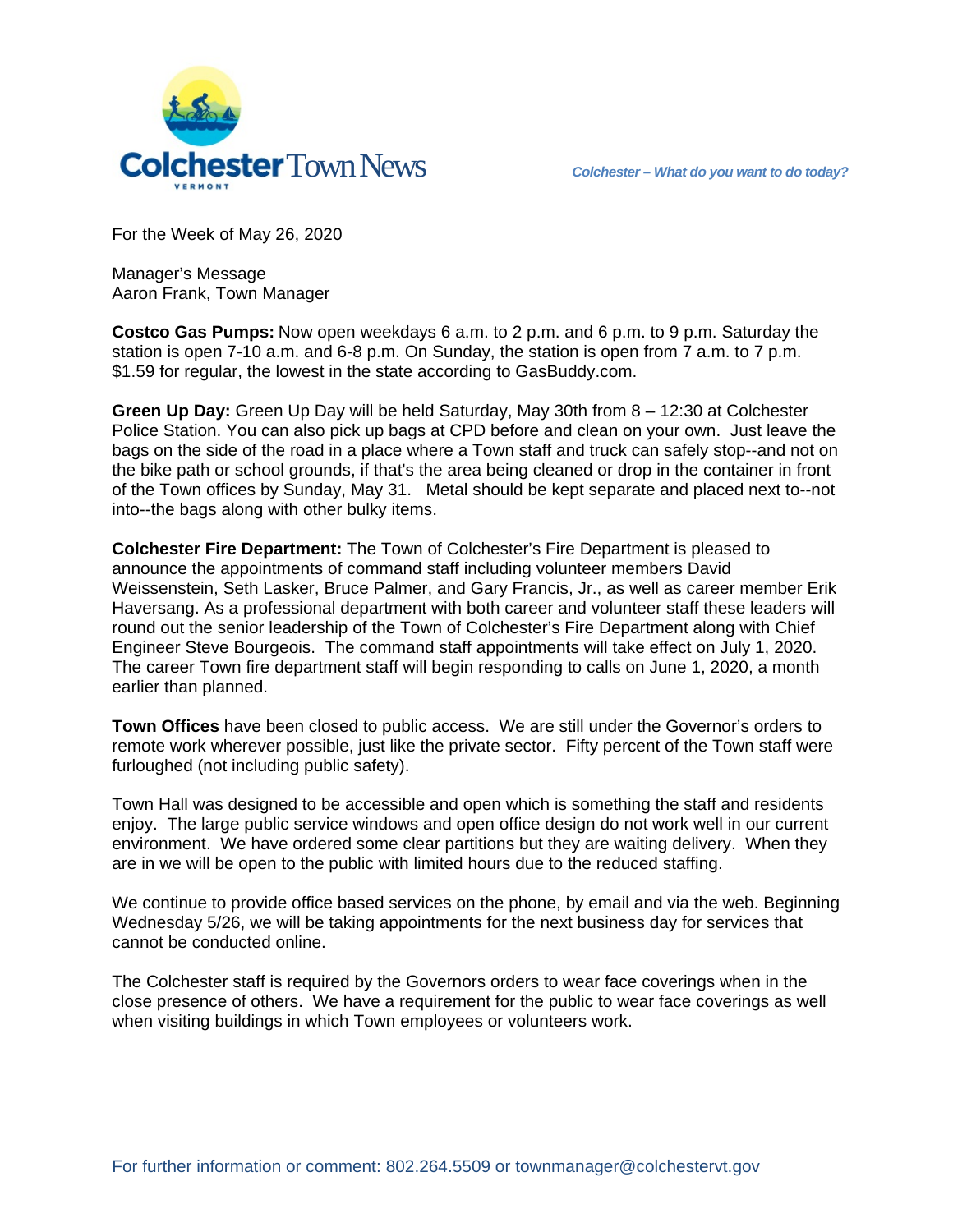# Colchester Town News

VERMONT

*Colchester – What do you want to do today?*

For the Week of May 26, 2020

Manager's Message
Aaron Frank, Town Manager

**Costco Gas Pumps:** Now open weekdays 6 a.m. to 2 p.m. and 6 p.m. to 9 p.m. Saturday the station is open 7-10 a.m. and 6-8 p.m. On Sunday, the station is open from 7 a.m. to 7 p.m. $1.59 for regular, the lowest in the state according to GasBuddy.com.

**Green Up Day:** Green Up Day will be held Saturday, May 30th from 8 – 12:30 at Colchester Police Station. You can also pick up bags at CPD before and clean on your own. Just leave the bags on the side of the road in a place where a Town staff and truck can safely stop--and not on the bike path or school grounds, if that's the area being cleaned or drop in the container in front of the Town offices by Sunday, May 31. Metal should be kept separate and placed next to--not into--the bags along with other bulky items.

**Colchester Fire Department:** The Town of Colchester's Fire Department is pleased to announce the appointments of command staff including volunteer members David Weissenstein, Seth Lasker, Bruce Palmer, and Gary Francis, Jr., as well as career member Erik Haversang. As a professional department with both career and volunteer staff these leaders will round out the senior leadership of the Town of Colchester's Fire Department along with Chief Engineer Steve Bourgeois. The command staff appointments will take effect on July 1, 2020. The career Town fire department staff will begin responding to calls on June 1, 2020, a month earlier than planned.

**Town Offices** have been closed to public access. We are still under the Governor's orders to remote work wherever possible, just like the private sector. Fifty percent of the Town staff were furloughed (not including public safety).

Town Hall was designed to be accessible and open which is something the staff and residents enjoy. The large public service windows and open office design do not work well in our current environment. We have ordered some clear partitions but they are waiting delivery. When they are in we will be open to the public with limited hours due to the reduced staffing.

We continue to provide office based services on the phone, by email and via the web. Beginning Wednesday 5/26, we will be taking appointments for the next business day for services that cannot be conducted online.

The Colchester staff is required by the Governors orders to wear face coverings when in the close presence of others. We have a requirement for the public to wear face coverings as well when visiting buildings in which Town employees or volunteers work.

For further information or comment: 802.264.5509 or townmanager@colchestervt.gov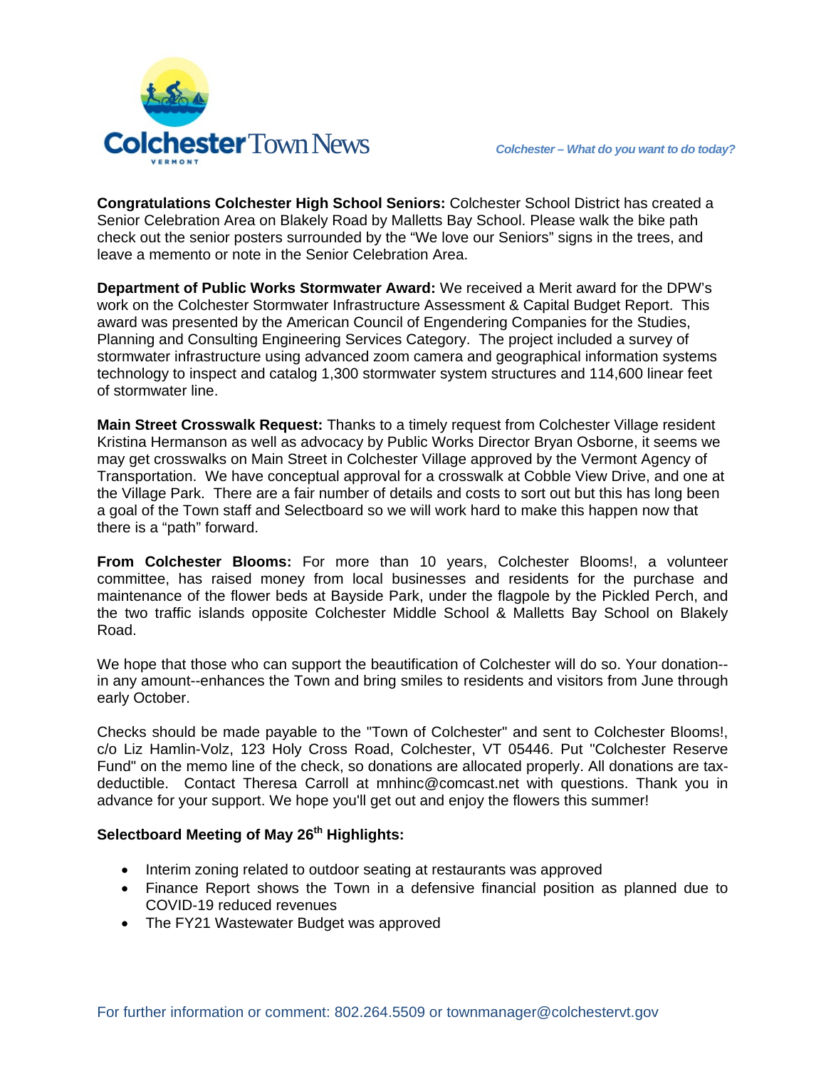Colchester Town News

VERMONT

*Colchester – What do you want to do today?*

**Congratulations Colchester High School Seniors:** Colchester School District has created a Senior Celebration Area on Blakely Road by Malletts Bay School. Please walk the bike path check out the senior posters surrounded by the "We love our Seniors" signs in the trees, and leave a memento or note in the Senior Celebration Area.

**Department of Public Works Stormwater Award:** We received a Merit award for the DPW's work on the Colchester Stormwater Infrastructure Assessment & Capital Budget Report. This award was presented by the American Council of Engendering Companies for the Studies, Planning and Consulting Engineering Services Category. The project included a survey of stormwater infrastructure using advanced zoom camera and geographical information systems technology to inspect and catalog 1,300 stormwater system structures and 114,600 linear feet of stormwater line.

**Main Street Crosswalk Request:** Thanks to a timely request from Colchester Village resident Kristina Hermanson as well as advocacy by Public Works Director Bryan Osborne, it seems we may get crosswalks on Main Street in Colchester Village approved by the Vermont Agency of Transportation. We have conceptual approval for a crosswalk at Cobble View Drive, and one at the Village Park. There are a fair number of details and costs to sort out but this has long been a goal of the Town staff and Selectboard so we will work hard to make this happen now that there is a "path" forward.

**From Colchester Blooms:** For more than 10 years, Colchester Blooms!, a volunteer committee, has raised money from local businesses and residents for the purchase and maintenance of the flower beds at Bayside Park, under the flagpole by the Pickled Perch, and the two traffic islands opposite Colchester Middle School & Malletts Bay School on Blakely Road.

We hope that those who can support the beautification of Colchester will do so. Your donation--in any amount--enhances the Town and bring smiles to residents and visitors from June through early October.

Checks should be made payable to the "Town of Colchester" and sent to Colchester Blooms!, c/o Liz Hamlin-Volz, 123 Holy Cross Road, Colchester, VT 05446. Put "Colchester Reserve Fund" on the memo line of the check, so donations are allocated properly. All donations are tax-deductible. Contact Theresa Carroll at mnhinc@comcast.net with questions. Thank you in advance for your support. We hope you'll get out and enjoy the flowers this summer!

**Selectboard Meeting of May 26th Highlights:**

- Interim zoning related to outdoor seating at restaurants was approved
- Finance Report shows the Town in a defensive financial position as planned due to COVID-19 reduced revenues
- The FY21 Wastewater Budget was approved

For further information or comment: 802.264.5509 or townmanager@colchestervt.gov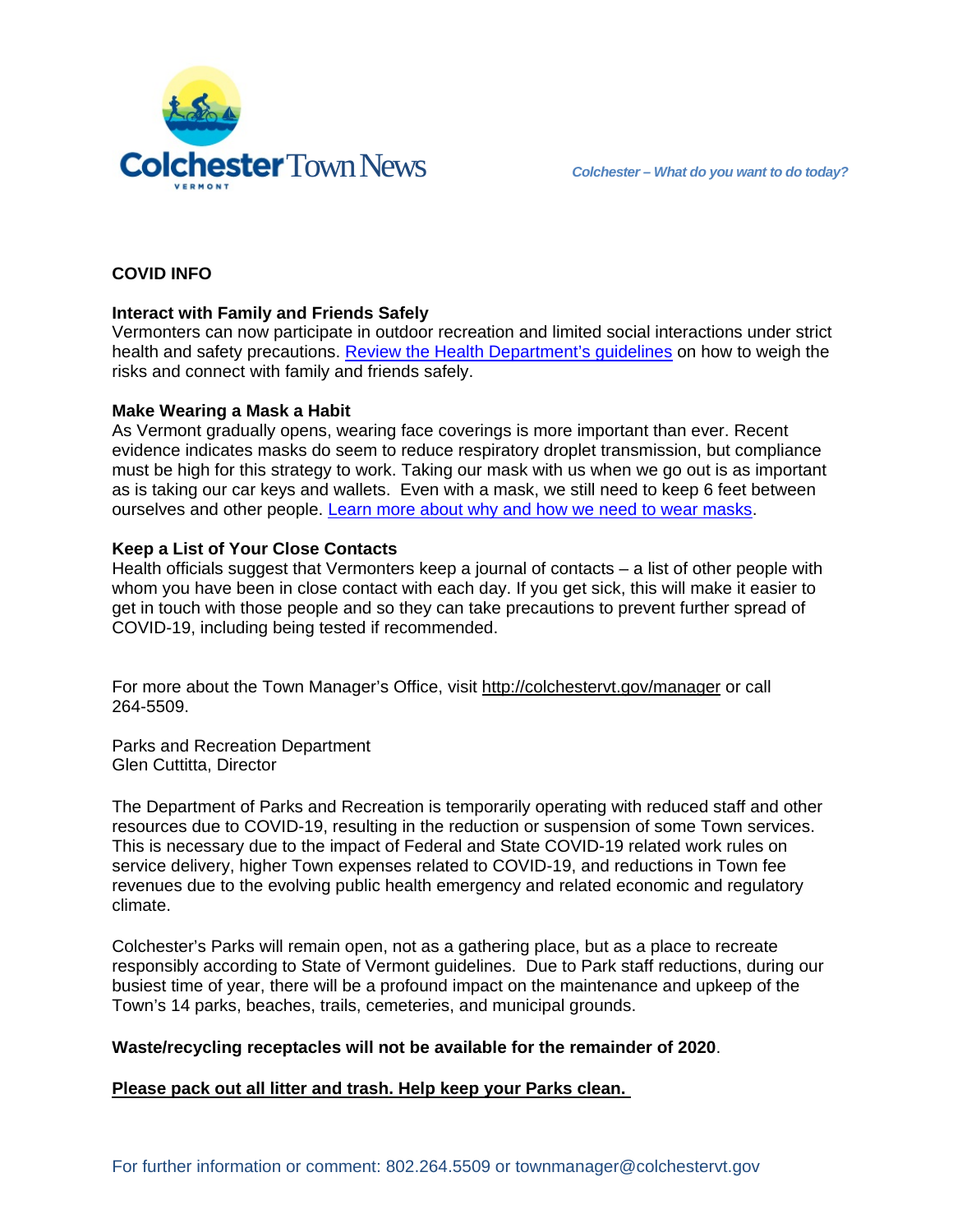**COVID INFO**

**Interact with Family and Friends Safely**
Vermonters can now participate in outdoor recreation and limited social interactions under strict health and safety precautions. Review the Health Department's guidelines on how to weigh the risks and connect with family and friends safely.

**Make Wearing a Mask a Habit**
As Vermont gradually opens, wearing face coverings is more important than ever. Recent evidence indicates masks do seem to reduce respiratory droplet transmission, but compliance must be high for this strategy to work. Taking our mask with us when we go out is as important as is taking our car keys and wallets. Even with a mask, we still need to keep 6 feet between ourselves and other people. Learn more about why and how we need to wear masks.

**Keep a List of Your Close Contacts**
Health officials suggest that Vermonters keep a journal of contacts – a list of other people with whom you have been in close contact with each day. If you get sick, this will make it easier to get in touch with those people and so they can take precautions to prevent further spread of COVID-19, including being tested if recommended.

For more about the Town Manager's Office, visit http://colchestervt.gov/manager or call 264-5509.

Parks and Recreation Department
Glen Cuttitta, Director

The Department of Parks and Recreation is temporarily operating with reduced staff and other resources due to COVID-19, resulting in the reduction or suspension of some Town services. This is necessary due to the impact of Federal and State COVID-19 related work rules on service delivery, higher Town expenses related to COVID-19, and reductions in Town fee revenues due to the evolving public health emergency and related economic and regulatory climate.

Colchester's Parks will remain open, not as a gathering place, but as a place to recreate responsibly according to State of Vermont guidelines. Due to Park staff reductions, during our busiest time of year, there will be a profound impact on the maintenance and upkeep of the Town's 14 parks, beaches, trails, cemeteries, and municipal grounds.

**Waste/recycling receptacles will not be available for the remainder of 2020**.

**Please pack out all litter and trash. Help keep your Parks clean.**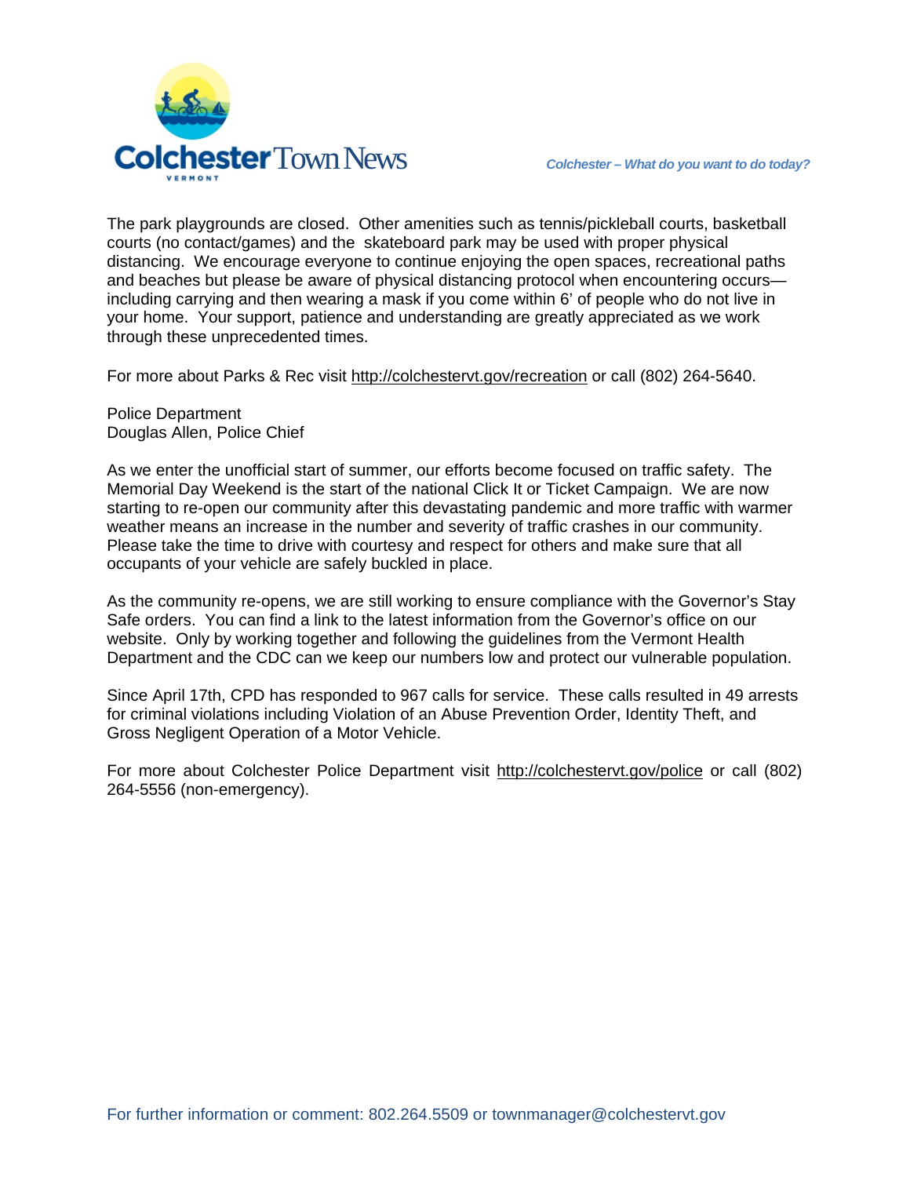The park playgrounds are closed. Other amenities such as tennis/pickleball courts, basketball courts (no contact/games) and the skateboard park may be used with proper physical distancing. We encourage everyone to continue enjoying the open spaces, recreational paths and beaches but please be aware of physical distancing protocol when encountering occurs—including carrying and then wearing a mask if you come within 6' of people who do not live in your home. Your support, patience and understanding are greatly appreciated as we work through these unprecedented times.

For more about Parks & Rec visit http://colchestervt.gov/recreation or call (802) 264-5640.

Police Department
Douglas Allen, Police Chief

As we enter the unofficial start of summer, our efforts become focused on traffic safety. The Memorial Day Weekend is the start of the national Click It or Ticket Campaign. We are now starting to re-open our community after this devastating pandemic and more traffic with warmer weather means an increase in the number and severity of traffic crashes in our community. Please take the time to drive with courtesy and respect for others and make sure that all occupants of your vehicle are safely buckled in place.

As the community re-opens, we are still working to ensure compliance with the Governor's Stay Safe orders. You can find a link to the latest information from the Governor's office on our website. Only by working together and following the guidelines from the Vermont Health Department and the CDC can we keep our numbers low and protect our vulnerable population.

Since April 17th, CPD has responded to 967 calls for service. These calls resulted in 49 arrests for criminal violations including Violation of an Abuse Prevention Order, Identity Theft, and Gross Negligent Operation of a Motor Vehicle.

For more about Colchester Police Department visit http://colchestervt.gov/police or call (802) 264-5556 (non-emergency).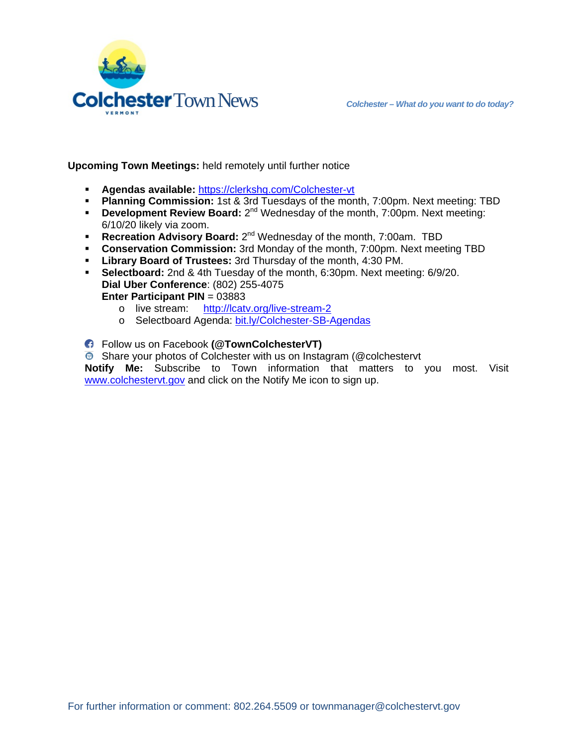Colchester Town News
VERMONT

*Colchester – What do you want to do today?*

**Upcoming Town Meetings:** held remotely until further notice

- **Agendas available:** https://clerkshq.com/Colchester-vt
- **Planning Commission:** 1st & 3rd Tuesdays of the month, 7:00pm. Next meeting: TBD
- **Development Review Board:** 2nd Wednesday of the month, 7:00pm. Next meeting: 6/10/20 likely via zoom.
- **Recreation Advisory Board:** 2nd Wednesday of the month, 7:00am. TBD
- **Conservation Commission:** 3rd Monday of the month, 7:00pm. Next meeting TBD
- **Library Board of Trustees:** 3rd Thursday of the month, 4:30 PM.
- **Selectboard:** 2nd & 4th Tuesday of the month, 6:30pm. Next meeting: 6/9/20.
  **Dial Uber Conference**: (802) 255-4075
  **Enter Participant PIN** = 03883
  - live stream: http://lcatv.org/live-stream-2
  - Selectboard Agenda: bit.ly/Colchester-SB-Agendas

Follow us on Facebook **(@TownColchesterVT)**

Share your photos of Colchester with us on Instagram (@colchestervt

**Notify Me:** Subscribe to Town information that matters to you most. Visit www.colchestervt.gov and click on the Notify Me icon to sign up.

For further information or comment: 802.264.5509 or townmanager@colchestervt.gov